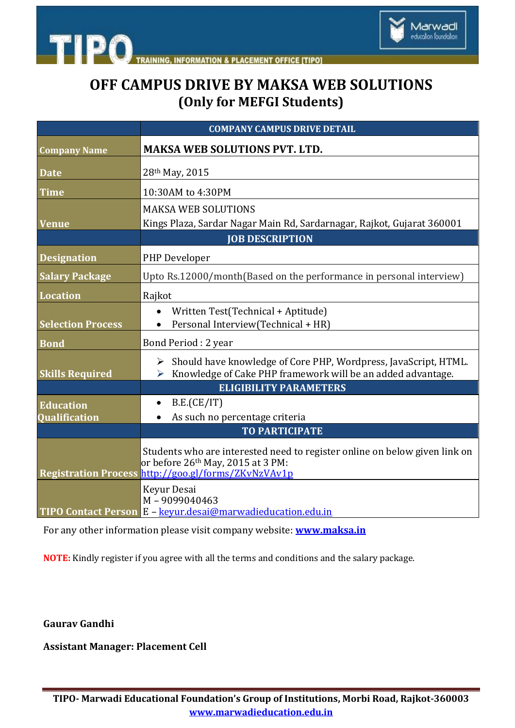# OFF CAMPUS DRIVE BY MAKSA WEB SOLUTIONS
## (Only for MEFGI Students)

| | COMPANY CAMPUS DRIVE DETAIL |
|---|---|
| **Company Name** | **MAKSA WEB SOLUTIONS PVT. LTD.** |
| **Date** | 28th May, 2015 |
| **Time** | 10:30AM to 4:30PM |
| **Venue** | MAKSA WEB SOLUTIONS<br>Kings Plaza, Sardar Nagar Main Rd, Sardarnagar, Rajkot, Gujarat 360001 |
| | **JOB DESCRIPTION** |
| **Designation** | PHP Developer |
| **Salary Package** | Upto Rs.12000/month(Based on the performance in personal interview) |
| **Location** | Rajkot |
| **Selection Process** | • Written Test(Technical + Aptitude)<br>• Personal Interview(Technical + HR) |
| **Bond** | Bond Period : 2 year |
| **Skills Required** | ➢ Should have knowledge of Core PHP, Wordpress, JavaScript, HTML.<br>➢ Knowledge of Cake PHP framework will be an added advantage. |
| | **ELIGIBILITY PARAMETERS** |
| **Education Qualification** | • B.E.(CE/IT)<br>• As such no percentage criteria |
| | **TO PARTICIPATE** |
| **Registration Process** | Students who are interested need to register online on below given link on or before 26th May, 2015 at 3 PM:<br>http://goo.gl/forms/ZKvNzVAv1p |
| **TIPO Contact Person** | Keyur Desai<br>M – 9099040463<br>E – keyur.desai@marwadieducation.edu.in |

For any other information please visit company website: **www.maksa.in**

**NOTE:** Kindly register if you agree with all the terms and conditions and the salary package.

**Gaurav Gandhi**

**Assistant Manager: Placement Cell**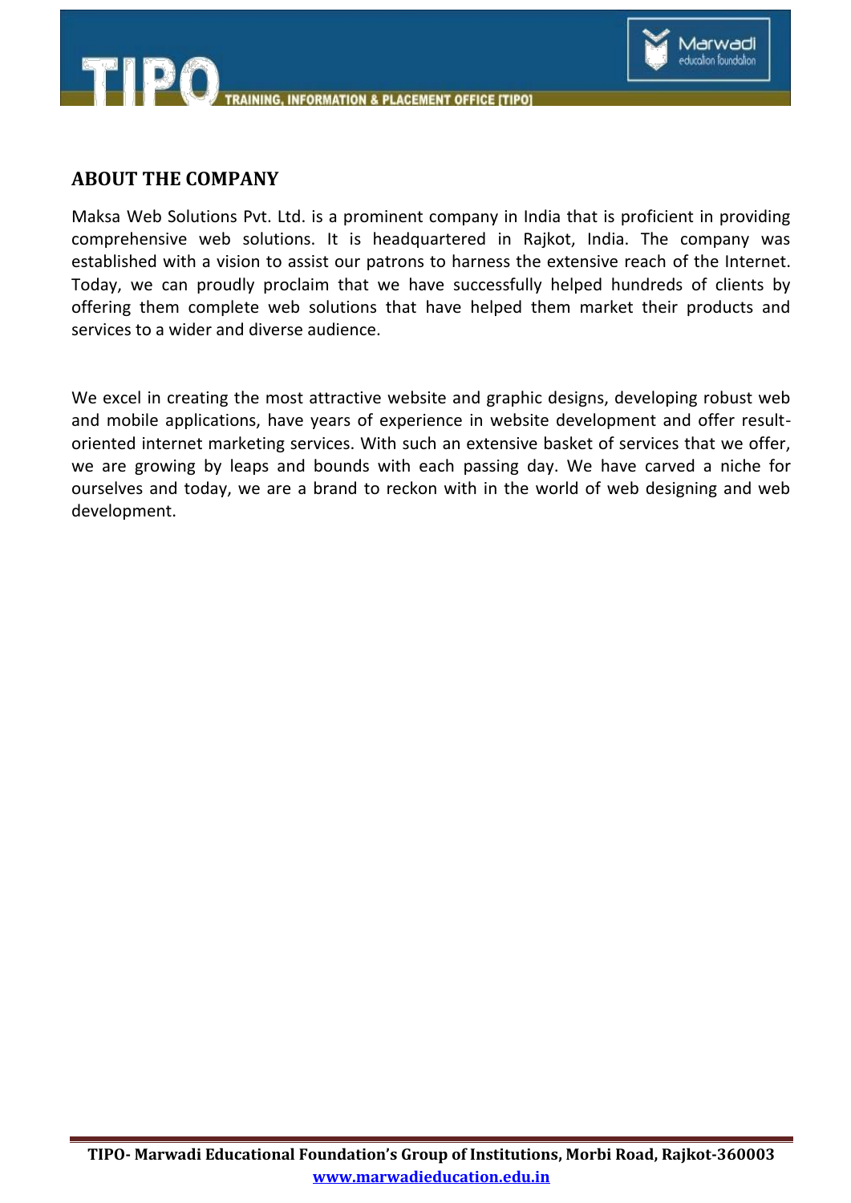## ABOUT THE COMPANY

Maksa Web Solutions Pvt. Ltd. is a prominent company in India that is proficient in providing comprehensive web solutions. It is headquartered in Rajkot, India. The company was established with a vision to assist our patrons to harness the extensive reach of the Internet. Today, we can proudly proclaim that we have successfully helped hundreds of clients by offering them complete web solutions that have helped them market their products and services to a wider and diverse audience.

We excel in creating the most attractive website and graphic designs, developing robust web and mobile applications, have years of experience in website development and offer result-oriented internet marketing services. With such an extensive basket of services that we offer, we are growing by leaps and bounds with each passing day. We have carved a niche for ourselves and today, we are a brand to reckon with in the world of web designing and web development.